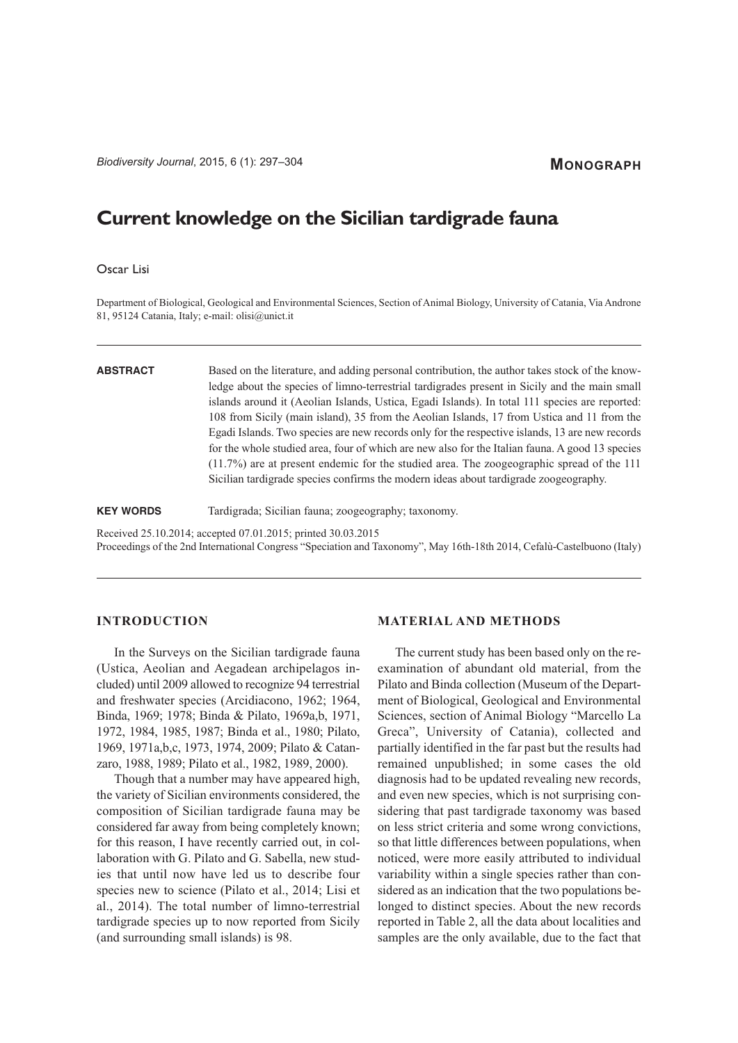**MONOGRAPH**

# Current knowledge on the Sicilian tardigrade fauna

Oscar Lisi

Department of Biological, Geological and Environmental Sciences, Section of Animal Biology, University of Catania, Via Androne 81, 95124 Catania, Italy; e-mail: olisi@unict.it

**ABSTRACT** Based on the literature, and adding personal contribution, the author takes stock of the knowledge about the species of limno-terrestrial tardigrades present in Sicily and the main small islands around it (Aeolian Islands, Ustica, Egadi Islands). In total 111 species are reported: 108 from Sicily (main island), 35 from the Aeolian Islands, 17 from Ustica and 11 from the Egadi Islands. Two species are new records only for the respective islands, 13 are new records for the whole studied area, four of which are new also for the Italian fauna. A good 13 species (11.7%) are at present endemic for the studied area. The zoogeographic spread of the 111 Sicilian tardigrade species confirms the modern ideas about tardigrade zoogeography.

**KEY WORDS** Tardigrada; Sicilian fauna; zoogeography; taxonomy.

Received 25.10.2014; accepted 07.01.2015; printed 30.03.2015
Proceedings of the 2nd International Congress "Speciation and Taxonomy", May 16th-18th 2014, Cefalù-Castelbuono (Italy)

## INTRODUCTION

In the Surveys on the Sicilian tardigrade fauna (Ustica, Aeolian and Aegadean archipelagos included) until 2009 allowed to recognize 94 terrestrial and freshwater species (Arcidiacono, 1962; 1964, Binda, 1969; 1978; Binda & Pilato, 1969a,b, 1971, 1972, 1984, 1985, 1987; Binda et al., 1980; Pilato, 1969, 1971a,b,c, 1973, 1974, 2009; Pilato & Catanzaro, 1988, 1989; Pilato et al., 1982, 1989, 2000).

Though that a number may have appeared high, the variety of Sicilian environments considered, the composition of Sicilian tardigrade fauna may be considered far away from being completely known; for this reason, I have recently carried out, in collaboration with G. Pilato and G. Sabella, new studies that until now have led us to describe four species new to science (Pilato et al., 2014; Lisi et al., 2014). The total number of limno-terrestrial tardigrade species up to now reported from Sicily (and surrounding small islands) is 98.

## MATERIAL AND METHODS

The current study has been based only on the re-examination of abundant old material, from the Pilato and Binda collection (Museum of the Department of Biological, Geological and Environmental Sciences, section of Animal Biology "Marcello La Greca", University of Catania), collected and partially identified in the far past but the results had remained unpublished; in some cases the old diagnosis had to be updated revealing new records, and even new species, which is not surprising considering that past tardigrade taxonomy was based on less strict criteria and some wrong convictions, so that little differences between populations, when noticed, were more easily attributed to individual variability within a single species rather than considered as an indication that the two populations belonged to distinct species. About the new records reported in Table 2, all the data about localities and samples are the only available, due to the fact that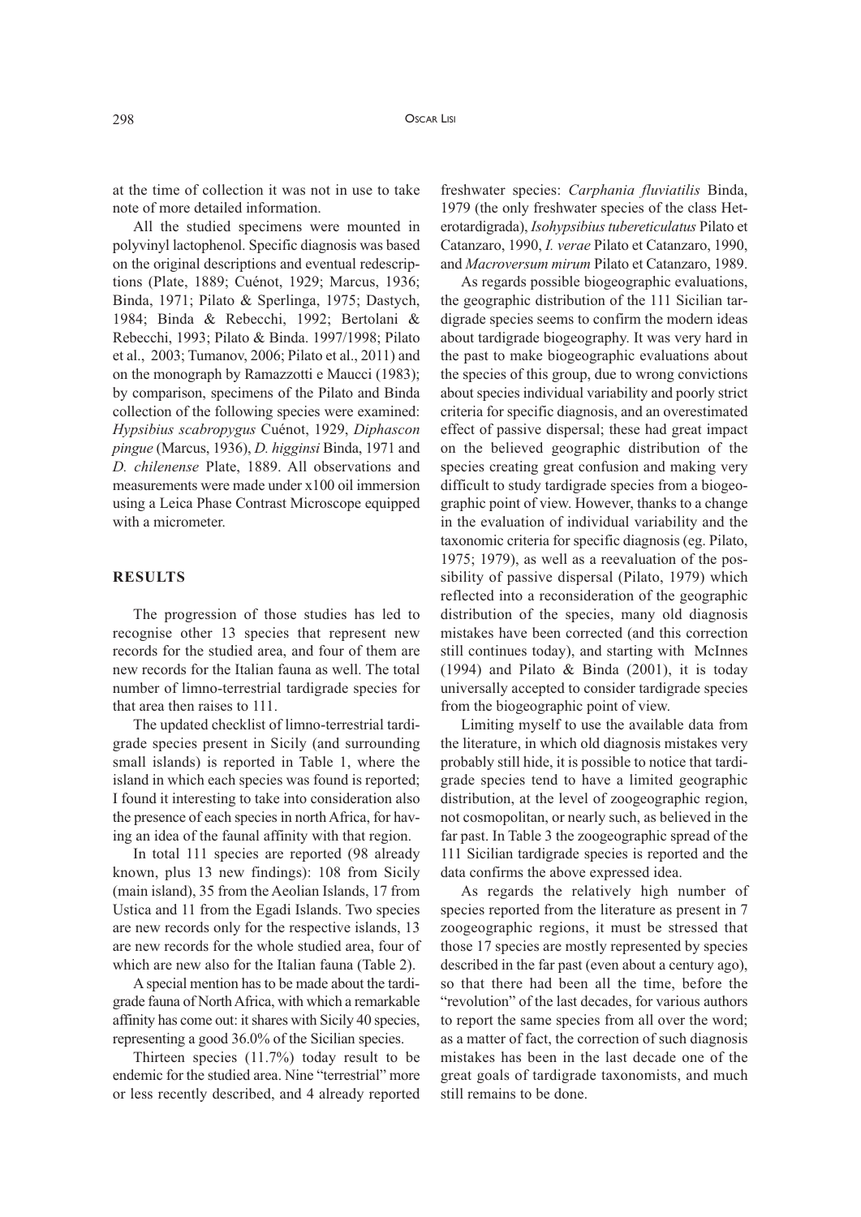at the time of collection it was not in use to take note of more detailed information.

All the studied specimens were mounted in polyvinyl lactophenol. Specific diagnosis was based on the original descriptions and eventual redescriptions (Plate, 1889; Cuénot, 1929; Marcus, 1936; Binda, 1971; Pilato & Sperlinga, 1975; Dastych, 1984; Binda & Rebecchi, 1992; Bertolani & Rebecchi, 1993; Pilato & Binda. 1997/1998; Pilato et al., 2003; Tumanov, 2006; Pilato et al., 2011) and on the monograph by Ramazzotti e Maucci (1983); by comparison, specimens of the Pilato and Binda collection of the following species were examined: *Hypsibius scabropygus* Cuénot, 1929, *Diphascon pingue* (Marcus, 1936), *D. higginsi* Binda, 1971 and *D. chilenense* Plate, 1889. All observations and measurements were made under x100 oil immersion using a Leica Phase Contrast Microscope equipped with a micrometer.

## RESULTS

The progression of those studies has led to recognise other 13 species that represent new records for the studied area, and four of them are new records for the Italian fauna as well. The total number of limno-terrestrial tardigrade species for that area then raises to 111.

The updated checklist of limno-terrestrial tardigrade species present in Sicily (and surrounding small islands) is reported in Table 1, where the island in which each species was found is reported; I found it interesting to take into consideration also the presence of each species in north Africa, for having an idea of the faunal affinity with that region.

In total 111 species are reported (98 already known, plus 13 new findings): 108 from Sicily (main island), 35 from the Aeolian Islands, 17 from Ustica and 11 from the Egadi Islands. Two species are new records only for the respective islands, 13 are new records for the whole studied area, four of which are new also for the Italian fauna (Table 2).

A special mention has to be made about the tardigrade fauna of North Africa, with which a remarkable affinity has come out: it shares with Sicily 40 species, representing a good 36.0% of the Sicilian species.

Thirteen species (11.7%) today result to be endemic for the studied area. Nine "terrestrial" more or less recently described, and 4 already reported freshwater species: *Carphania fluviatilis* Binda, 1979 (the only freshwater species of the class Heterotardigrada), *Isohypsibius tubereticulatus* Pilato et Catanzaro, 1990, *I. verae* Pilato et Catanzaro, 1990, and *Macroversum mirum* Pilato et Catanzaro, 1989.

As regards possible biogeographic evaluations, the geographic distribution of the 111 Sicilian tardigrade species seems to confirm the modern ideas about tardigrade biogeography. It was very hard in the past to make biogeographic evaluations about the species of this group, due to wrong convictions about species individual variability and poorly strict criteria for specific diagnosis, and an overestimated effect of passive dispersal; these had great impact on the believed geographic distribution of the species creating great confusion and making very difficult to study tardigrade species from a biogeographic point of view. However, thanks to a change in the evaluation of individual variability and the taxonomic criteria for specific diagnosis (eg. Pilato, 1975; 1979), as well as a reevaluation of the possibility of passive dispersal (Pilato, 1979) which reflected into a reconsideration of the geographic distribution of the species, many old diagnosis mistakes have been corrected (and this correction still continues today), and starting with McInnes (1994) and Pilato & Binda (2001), it is today universally accepted to consider tardigrade species from the biogeographic point of view.

Limiting myself to use the available data from the literature, in which old diagnosis mistakes very probably still hide, it is possible to notice that tardigrade species tend to have a limited geographic distribution, at the level of zoogeographic region, not cosmopolitan, or nearly such, as believed in the far past. In Table 3 the zoogeographic spread of the 111 Sicilian tardigrade species is reported and the data confirms the above expressed idea.

As regards the relatively high number of species reported from the literature as present in 7 zoogeographic regions, it must be stressed that those 17 species are mostly represented by species described in the far past (even about a century ago), so that there had been all the time, before the "revolution" of the last decades, for various authors to report the same species from all over the word; as a matter of fact, the correction of such diagnosis mistakes has been in the last decade one of the great goals of tardigrade taxonomists, and much still remains to be done.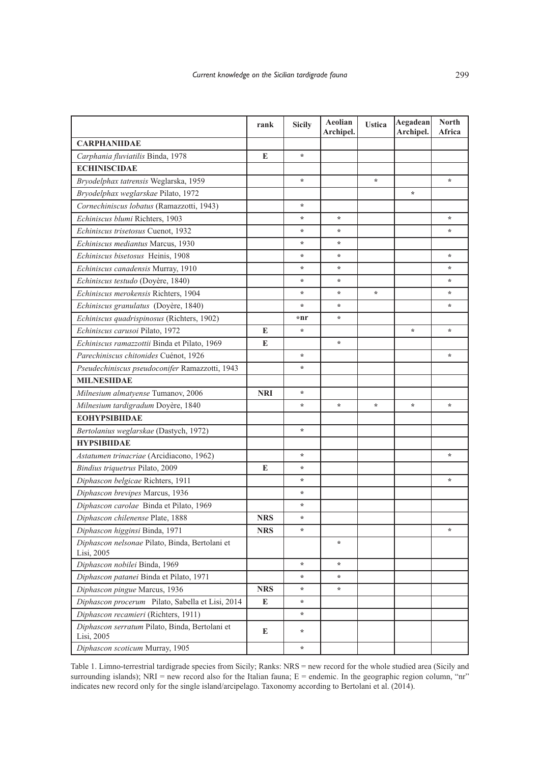| | rank | Sicily | Aeolian Archipel. | Ustica | Aegadean Archipel. | North Africa |
|---|---|---|---|---|---|---|
| **CARPHANIIDAE** | | | | | | |
| *Carphania fluviatilis* Binda, 1978 | **E** | * | | | | |
| **ECHINISCIDAE** | | | | | | |
| *Bryodelphax tatrensis* Weglarska, 1959 | | * | | * | | * |
| *Bryodelphax weglarskae* Pilato, 1972 | | | | | * | |
| *Cornechiniscus lobatus* (Ramazzotti, 1943) | | * | | | | |
| *Echiniscus blumi* Richters, 1903 | | * | * | | | * |
| *Echiniscus trisetosus* Cuenot, 1932 | | * | * | | | * |
| *Echiniscus mediantus* Marcus, 1930 | | * | * | | | |
| *Echiniscus bisetosus* Heinis, 1908 | | * | * | | | * |
| *Echiniscus canadensis* Murray, 1910 | | * | * | | | * |
| *Echiniscus testudo* (Doyère, 1840) | | * | * | | | * |
| *Echiniscus merokensis* Richters, 1904 | | * | * | * | | * |
| *Echiniscus granulatus* (Doyère, 1840) | | * | * | | | * |
| *Echiniscus quadrispinosus* (Richters, 1902) | | ***nr** | * | | | |
| *Echiniscus carusoi* Pilato, 1972 | **E** | * | | | * | * |
| *Echiniscus ramazzottii* Binda et Pilato, 1969 | **E** | | * | | | |
| *Parechiniscus chitonides* Cuénot, 1926 | | * | | | | * |
| *Pseudechiniscus pseudoconifer* Ramazzotti, 1943 | | * | | | | |
| **MILNESIIDAE** | | | | | | |
| *Milnesium almatyense* Tumanov, 2006 | **NRI** | * | | | | |
| *Milnesium tardigradum* Doyère, 1840 | | * | * | * | * | * |
| **EOHYPSIBIIDAE** | | | | | | |
| *Bertolanius weglarskae* (Dastych, 1972) | | * | | | | |
| **HYPSIBIIDAE** | | | | | | |
| *Astatumen trinacriae* (Arcidiacono, 1962) | | * | | | | * |
| *Bindius triquetrus* Pilato, 2009 | **E** | * | | | | |
| *Diphascon belgicae* Richters, 1911 | | * | | | | * |
| *Diphascon brevipes* Marcus, 1936 | | * | | | | |
| *Diphascon carolae* Binda et Pilato, 1969 | | * | | | | |
| *Diphascon chilenense* Plate, 1888 | **NRS** | * | | | | |
| *Diphascon higginsi* Binda, 1971 | **NRS** | * | | | | * |
| *Diphascon nelsonae* Pilato, Binda, Bertolani et Lisi, 2005 | | | * | | | |
| *Diphascon nobilei* Binda, 1969 | | * | * | | | |
| *Diphascon patanei* Binda et Pilato, 1971 | | * | * | | | |
| *Diphascon pingue* Marcus, 1936 | **NRS** | * | * | | | |
| *Diphascon procerum* Pilato, Sabella et Lisi, 2014 | **E** | * | | | | |
| *Diphascon recamieri* (Richters, 1911) | | * | | | | |
| *Diphascon serratum* Pilato, Binda, Bertolani et Lisi, 2005 | **E** | * | | | | |
| *Diphascon scoticum* Murray, 1905 | | * | | | | |

Table 1. Limno-terrestrial tardigrade species from Sicily; Ranks: NRS = new record for the whole studied area (Sicily and surrounding islands); NRI = new record also for the Italian fauna; E = endemic. In the geographic region column, "nr" indicates new record only for the single island/aricipelago. Taxonomy according to Bertolani et al. (2014).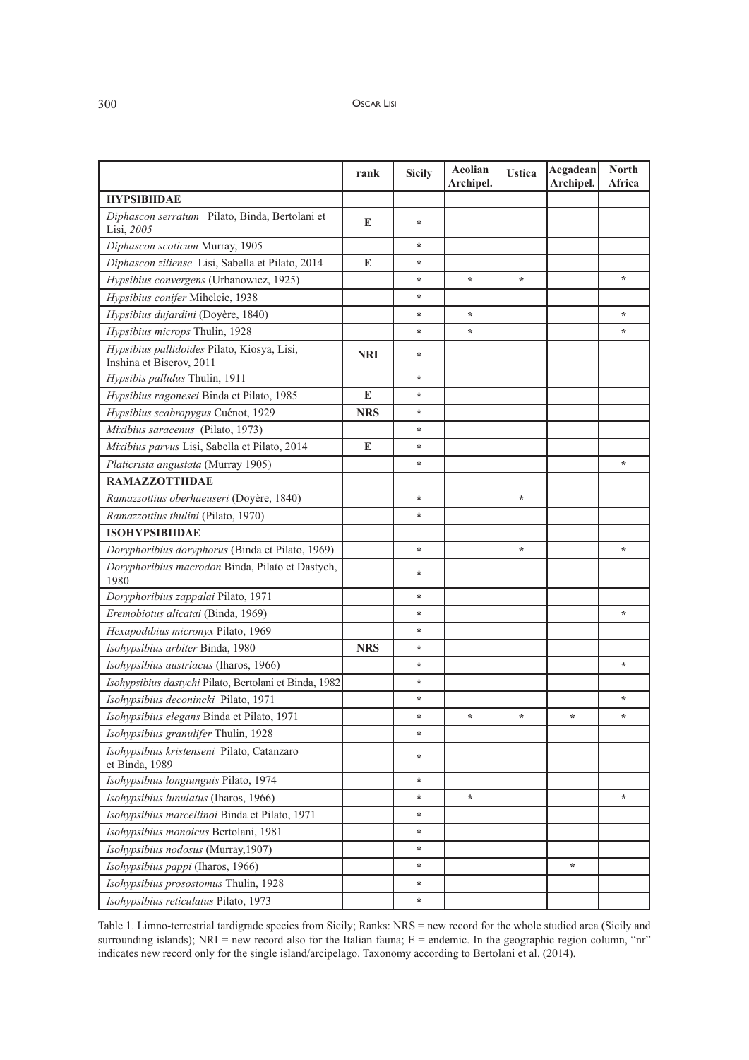| | rank | Sicily | Aeolian Archipel. | Ustica | Aegadean Archipel. | North Africa |
|---|---|---|---|---|---|---|
| **HYPSIBIIDAE** | | | | | | |
| *Diphascon serratum* Pilato, Binda, Bertolani et Lisi, *2005* | **E** | * | | | | |
| *Diphascon scoticum* Murray, 1905 | | * | | | | |
| *Diphascon ziliense* Lisi, Sabella et Pilato, 2014 | **E** | * | | | | |
| *Hypsibius convergens* (Urbanowicz, 1925) | | * | * | * | | * |
| *Hypsibius conifer* Mihelcic, 1938 | | * | | | | |
| *Hypsibius dujardini* (Doyère, 1840) | | * | * | | | * |
| *Hypsibius microps* Thulin, 1928 | | * | * | | | * |
| *Hypsibius pallidoides* Pilato, Kiosya, Lisi, Inshina et Biserov, 2011 | **NRI** | * | | | | |
| *Hypsibis pallidus* Thulin, 1911 | | * | | | | |
| *Hypsibius ragonesei* Binda et Pilato, 1985 | **E** | * | | | | |
| *Hypsibius scabropygus* Cuénot, 1929 | **NRS** | * | | | | |
| *Mixibius saracenus* (Pilato, 1973) | | * | | | | |
| *Mixibius parvus* Lisi, Sabella et Pilato, 2014 | **E** | * | | | | |
| *Platicrista angustata* (Murray 1905) | | * | | | | * |
| **RAMAZZOTTIIDAE** | | | | | | |
| *Ramazzottius oberhaeuseri* (Doyère, 1840) | | * | | * | | |
| *Ramazzottius thulini* (Pilato, 1970) | | * | | | | |
| **ISOHYPSIBIIDAE** | | | | | | |
| *Doryphoribius doryphorus* (Binda et Pilato, 1969) | | * | | * | | * |
| *Doryphoribius macrodon* Binda, Pilato et Dastych, 1980 | | * | | | | |
| *Doryphoribius zappalai* Pilato, 1971 | | * | | | | |
| *Eremobiotus alicatai* (Binda, 1969) | | * | | | | * |
| *Hexapodibius micronyx* Pilato, 1969 | | * | | | | |
| *Isohypsibius arbiter* Binda, 1980 | **NRS** | * | | | | |
| *Isohypsibius austriacus* (Iharos, 1966) | | * | | | | * |
| *Isohypsibius dastychi* Pilato, Bertolani et Binda, 1982 | | * | | | | |
| *Isohypsibius deconincki* Pilato, 1971 | | * | | | | * |
| *Isohypsibius elegans* Binda et Pilato, 1971 | | * | * | * | * | * |
| *Isohypsibius granulifer* Thulin, 1928 | | * | | | | |
| *Isohypsibius kristenseni* Pilato, Catanzaro et Binda, 1989 | | * | | | | |
| *Isohypsibius longiunguis* Pilato, 1974 | | * | | | | |
| *Isohypsibius lunulatus* (Iharos, 1966) | | * | * | | | * |
| *Isohypsibius marcellinoi* Binda et Pilato, 1971 | | * | | | | |
| *Isohypsibius monoicus* Bertolani, 1981 | | * | | | | |
| *Isohypsibius nodosus* (Murray,1907) | | * | | | | |
| *Isohypsibius pappi* (Iharos, 1966) | | * | | | * | |
| *Isohypsibius prosostomus* Thulin, 1928 | | * | | | | |
| *Isohypsibius reticulatus* Pilato, 1973 | | * | | | | |

Table 1. Limno-terrestrial tardigrade species from Sicily; Ranks: NRS = new record for the whole studied area (Sicily and surrounding islands); NRI = new record also for the Italian fauna; E = endemic. In the geographic region column, "nr" indicates new record only for the single island/arcipelago. Taxonomy according to Bertolani et al. (2014).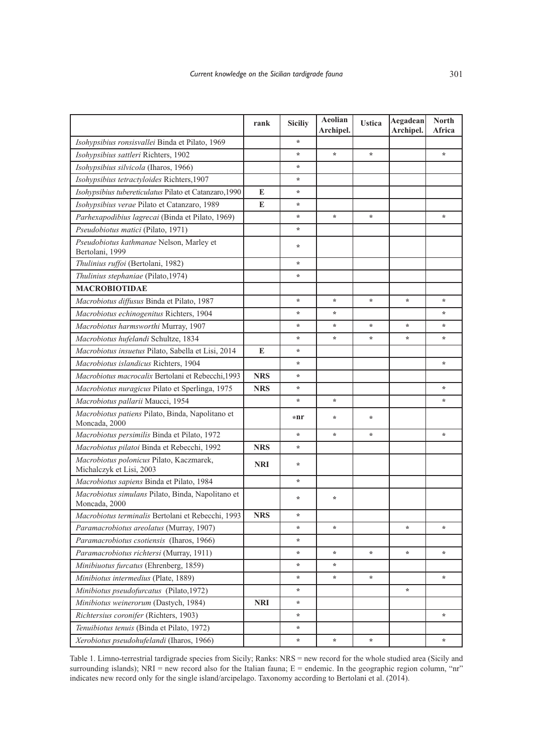| | rank | Siciliy | Aeolian Archipel. | Ustica | Aegadean Archipel. | North Africa |
|---|---|---|---|---|---|---|
| *Isohypsibius ronsisvallei* Binda et Pilato, 1969 | | * | | | | |
| *Isohypsibius sattleri* Richters, 1902 | | * | * | * | | * |
| *Isohypsibius silvicola* (Iharos, 1966) | | * | | | | |
| *Isohypsibius tetractyloides* Richters,1907 | | * | | | | |
| *Isohypsibius tubereticulatus* Pilato et Catanzaro,1990 | E | * | | | | |
| *Isohypsibius verae* Pilato et Catanzaro, 1989 | E | * | | | | |
| *Parhexapodibius lagrecai* (Binda et Pilato, 1969) | | * | * | * | | * |
| *Pseudobiotus matici* (Pilato, 1971) | | * | | | | |
| *Pseudobiotus kathmanae* Nelson, Marley et Bertolani, 1999 | | * | | | | |
| *Thulinius ruffoi* (Bertolani, 1982) | | * | | | | |
| *Thulinius stephaniae* (Pilato,1974) | | * | | | | |
| **MACROBIOTIDAE** | | | | | | |
| *Macrobiotus diffusus* Binda et Pilato, 1987 | | * | * | * | * | * |
| *Macrobiotus echinogenitus* Richters, 1904 | | * | * | | | * |
| *Macrobiotus harmsworthi* Murray, 1907 | | * | * | * | * | * |
| *Macrobiotus hufelandi* Schultze, 1834 | | * | * | * | * | * |
| *Macrobiotus insuetus* Pilato, Sabella et Lisi, 2014 | E | * | | | | |
| *Macrobiotus islandicus* Richters, 1904 | | * | | | | * |
| *Macrobiotus macrocalix* Bertolani et Rebecchi,1993 | NRS | * | | | | |
| *Macrobiotus nuragicus* Pilato et Sperlinga, 1975 | NRS | * | | | | * |
| *Macrobiotus pallarii* Maucci, 1954 | | * | * | | | * |
| *Macrobiotus patiens* Pilato, Binda, Napolitano et Moncada, 2000 | | *nr | * | * | | |
| *Macrobiotus persimilis* Binda et Pilato, 1972 | | * | * | * | | * |
| *Macrobiotus pilatoi* Binda et Rebecchi, 1992 | NRS | * | | | | |
| *Macrobiotus polonicus* Pilato, Kaczmarek, Michalczyk et Lisi, 2003 | NRI | * | | | | |
| *Macrobiotus sapiens* Binda et Pilato, 1984 | | * | | | | |
| *Macrobiotus simulans* Pilato, Binda, Napolitano et Moncada, 2000 | | * | * | | | |
| *Macrobiotus terminalis* Bertolani et Rebecchi, 1993 | NRS | * | | | | |
| *Paramacrobiotus areolatus* (Murray, 1907) | | * | * | | * | * |
| *Paramacrobiotus csotiensis* (Iharos, 1966) | | * | | | | |
| *Paramacrobiotus richtersi* (Murray, 1911) | | * | * | * | * | * |
| *Minibiuotus furcatus* (Ehrenberg, 1859) | | * | * | | | |
| *Minibiotus intermedius* (Plate, 1889) | | * | * | * | | * |
| *Minibiotus pseudofurcatus* (Pilato,1972) | | * | | | * | |
| *Minibiotus weinerorum* (Dastych, 1984) | NRI | * | | | | |
| *Richtersius coronifer* (Richters, 1903) | | * | | | | * |
| *Tenuibiotus tenuis* (Binda et Pilato, 1972) | | * | | | | |
| *Xerobiotus pseudohufelandi* (Iharos, 1966) | | * | * | * | | * |

Table 1. Limno-terrestrial tardigrade species from Sicily; Ranks: NRS = new record for the whole studied area (Sicily and surrounding islands); NRI = new record also for the Italian fauna; E = endemic. In the geographic region column, "nr" indicates new record only for the single island/arcipelago. Taxonomy according to Bertolani et al. (2014).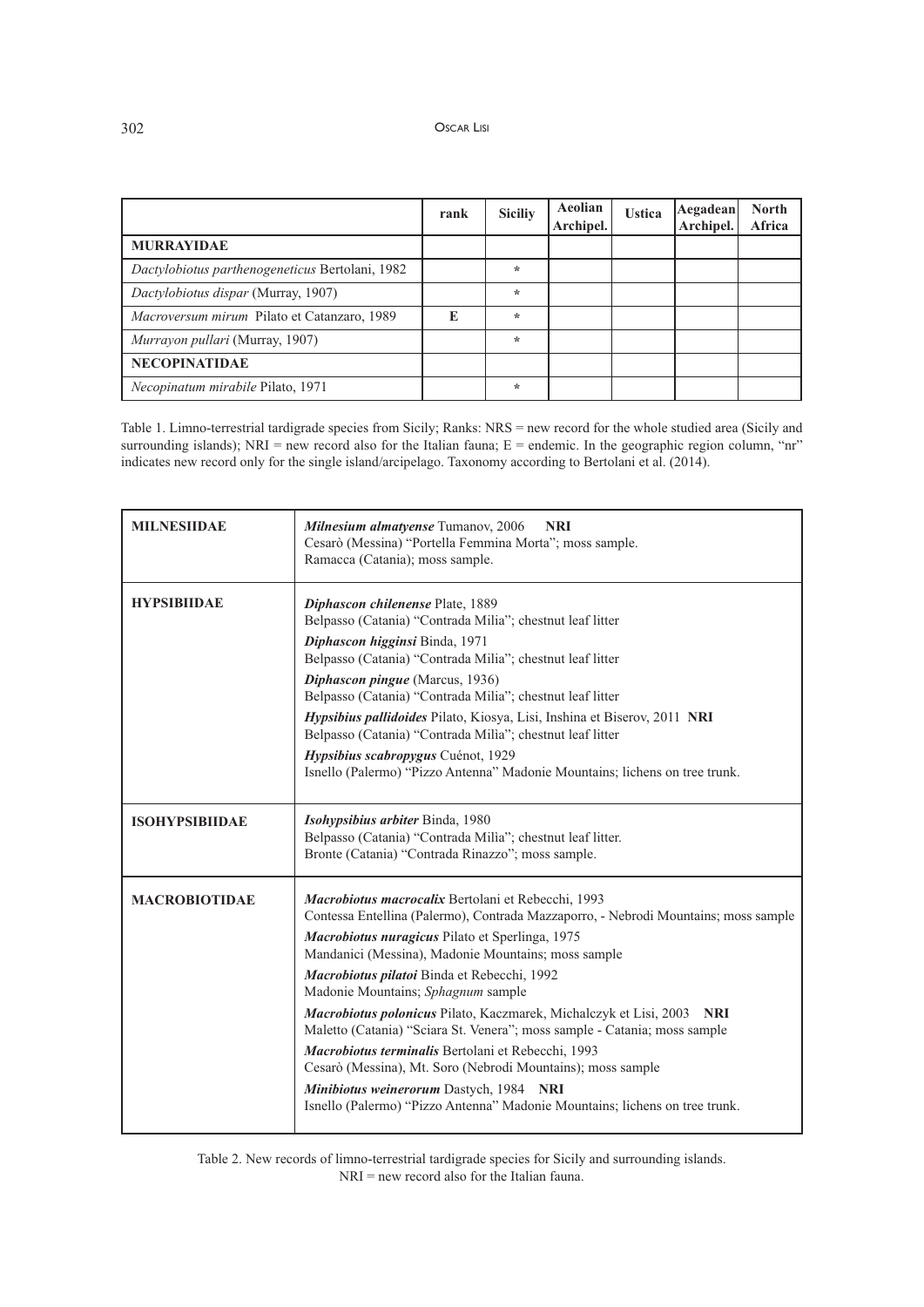| | rank | Siciliy | Aeolian Archipel. | Ustica | Aegadean Archipel. | North Africa |
|---|---|---|---|---|---|---|
| **MURRAYIDAE** | | | | | | |
| *Dactylobiotus parthenogeneticus* Bertolani, 1982 | | * | | | | |
| *Dactylobiotus dispar* (Murray, 1907) | | * | | | | |
| *Macroversum mirum* Pilato et Catanzaro, 1989 | E | * | | | | |
| *Murrayon pullari* (Murray, 1907) | | * | | | | |
| **NECOPINATIDAE** | | | | | | |
| *Necopinatum mirabile* Pilato, 1971 | | * | | | | |

Table 1. Limno-terrestrial tardigrade species from Sicily; Ranks: NRS = new record for the whole studied area (Sicily and surrounding islands); NRI = new record also for the Italian fauna; E = endemic. In the geographic region column, "nr" indicates new record only for the single island/arcipelago. Taxonomy according to Bertolani et al. (2014).

| | |
|---|---|
| **MILNESIIDAE** | ***Milnesium almatyense*** Tumanov, 2006 **NRI**<br>Cesarò (Messina) "Portella Femmina Morta"; moss sample.<br>Ramacca (Catania); moss sample. |
| **HYPSIBIIDAE** | ***Diphascon chilenense*** Plate, 1889<br>Belpasso (Catania) "Contrada Milia"; chestnut leaf litter<br>***Diphascon higginsi*** Binda, 1971<br>Belpasso (Catania) "Contrada Milia"; chestnut leaf litter<br>***Diphascon pingue*** (Marcus, 1936)<br>Belpasso (Catania) "Contrada Milia"; chestnut leaf litter<br>***Hypsibius pallidoides*** Pilato, Kiosya, Lisi, Inshina et Biserov, 2011 **NRI**<br>Belpasso (Catania) "Contrada Milia"; chestnut leaf litter<br>***Hypsibius scabropygus*** Cuénot, 1929<br>Isnello (Palermo) "Pizzo Antenna" Madonie Mountains; lichens on tree trunk. |
| **ISOHYPSIBIIDAE** | ***Isohypsibius arbiter*** Binda, 1980<br>Belpasso (Catania) "Contrada Milia"; chestnut leaf litter.<br>Bronte (Catania) "Contrada Rinazzo"; moss sample. |
| **MACROBIOTIDAE** | ***Macrobiotus macrocalix*** Bertolani et Rebecchi, 1993<br>Contessa Entellina (Palermo), Contrada Mazzaporro, - Nebrodi Mountains; moss sample<br>***Macrobiotus nuragicus*** Pilato et Sperlinga, 1975<br>Mandanici (Messina), Madonie Mountains; moss sample<br>***Macrobiotus pilatoi*** Binda et Rebecchi, 1992<br>Madonie Mountains; *Sphagnum* sample<br>***Macrobiotus polonicus*** Pilato, Kaczmarek, Michalczyk et Lisi, 2003 **NRI**<br>Maletto (Catania) "Sciara St. Venera"; moss sample - Catania; moss sample<br>***Macrobiotus terminalis*** Bertolani et Rebecchi, 1993<br>Cesarò (Messina), Mt. Soro (Nebrodi Mountains); moss sample<br>***Minibiotus weinerorum*** Dastych, 1984 **NRI**<br>Isnello (Palermo) "Pizzo Antenna" Madonie Mountains; lichens on tree trunk. |

Table 2. New records of limno-terrestrial tardigrade species for Sicily and surrounding islands.
NRI = new record also for the Italian fauna.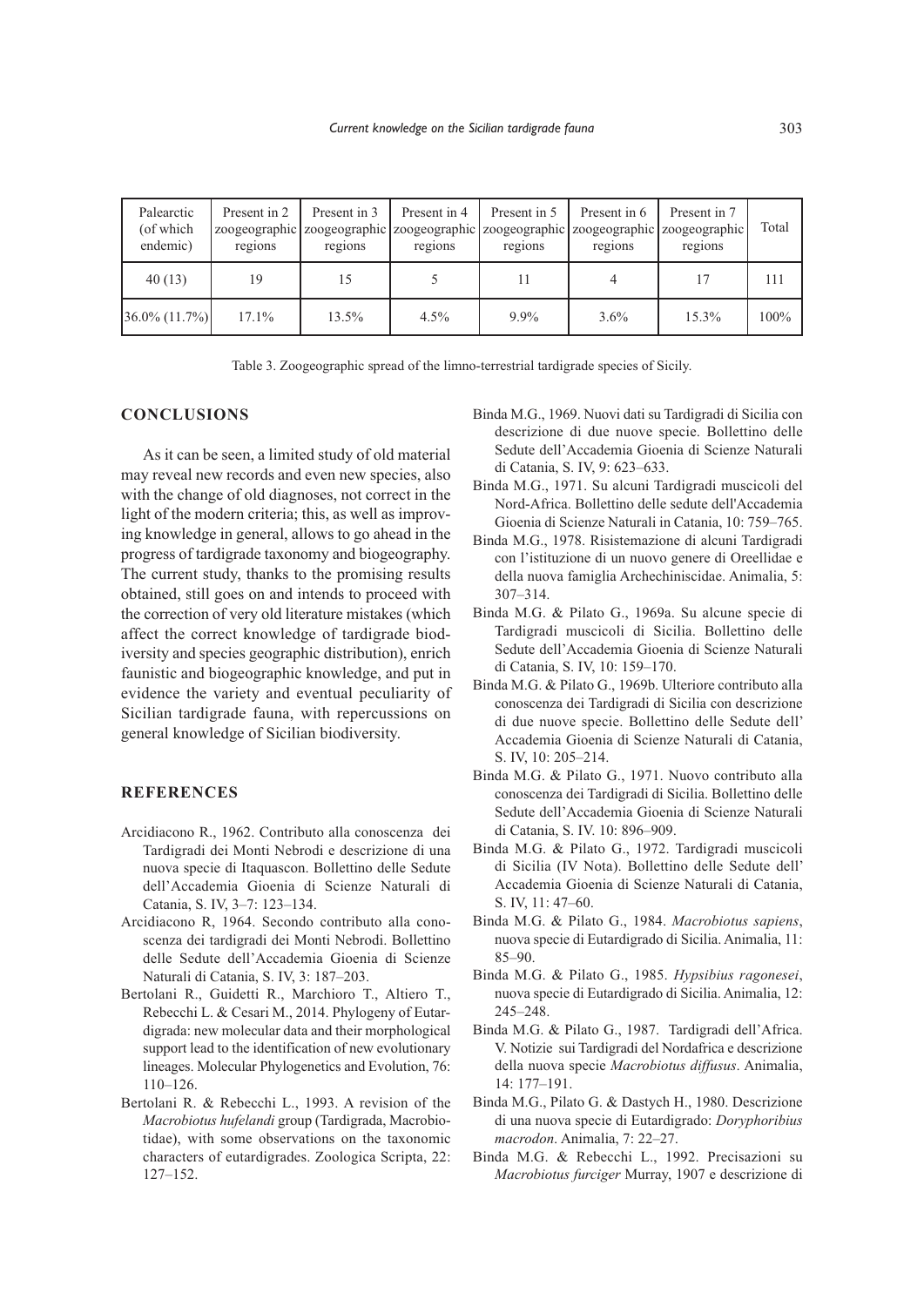| Palearctic (of which endemic) | Present in 2 zoogeographic regions | Present in 3 zoogeographic regions | Present in 4 zoogeographic regions | Present in 5 zoogeographic regions | Present in 6 zoogeographic regions | Present in 7 zoogeographic regions | Total |
|---|---|---|---|---|---|---|---|
| 40 (13) | 19 | 15 | 5 | 11 | 4 | 17 | 111 |
| 36.0% (11.7%) | 17.1% | 13.5% | 4.5% | 9.9% | 3.6% | 15.3% | 100% |

Table 3. Zoogeographic spread of the limno-terrestrial tardigrade species of Sicily.

## CONCLUSIONS

As it can be seen, a limited study of old material may reveal new records and even new species, also with the change of old diagnoses, not correct in the light of the modern criteria; this, as well as improving knowledge in general, allows to go ahead in the progress of tardigrade taxonomy and biogeography. The current study, thanks to the promising results obtained, still goes on and intends to proceed with the correction of very old literature mistakes (which affect the correct knowledge of tardigrade biodiversity and species geographic distribution), enrich faunistic and biogeographic knowledge, and put in evidence the variety and eventual peculiarity of Sicilian tardigrade fauna, with repercussions on general knowledge of Sicilian biodiversity.

## REFERENCES

Arcidiacono R., 1962. Contributo alla conoscenza dei Tardigradi dei Monti Nebrodi e descrizione di una nuova specie di Itaquascon. Bollettino delle Sedute dell'Accademia Gioenia di Scienze Naturali di Catania, S. IV, 3–7: 123–134.

Arcidiacono R, 1964. Secondo contributo alla conoscenza dei tardigradi dei Monti Nebrodi. Bollettino delle Sedute dell'Accademia Gioenia di Scienze Naturali di Catania, S. IV, 3: 187–203.

Bertolani R., Guidetti R., Marchioro T., Altiero T., Rebecchi L. & Cesari M., 2014. Phylogeny of Eutardigrada: new molecular data and their morphological support lead to the identification of new evolutionary lineages. Molecular Phylogenetics and Evolution, 76: 110–126.

Bertolani R. & Rebecchi L., 1993. A revision of the *Macrobiotus hufelandi* group (Tardigrada, Macrobiotidae), with some observations on the taxonomic characters of eutardigrades. Zoologica Scripta, 22: 127–152.

Binda M.G., 1969. Nuovi dati su Tardigradi di Sicilia con descrizione di due nuove specie. Bollettino delle Sedute dell'Accademia Gioenia di Scienze Naturali di Catania, S. IV, 9: 623–633.

Binda M.G., 1971. Su alcuni Tardigradi muscicoli del Nord-Africa. Bollettino delle sedute dell'Accademia Gioenia di Scienze Naturali in Catania, 10: 759–765.

Binda M.G., 1978. Risistemazione di alcuni Tardigradi con l'istituzione di un nuovo genere di Oreellidae e della nuova famiglia Archechiniscidae. Animalia, 5: 307–314.

Binda M.G. & Pilato G., 1969a. Su alcune specie di Tardigradi muscicoli di Sicilia. Bollettino delle Sedute dell'Accademia Gioenia di Scienze Naturali di Catania, S. IV, 10: 159–170.

Binda M.G. & Pilato G., 1969b. Ulteriore contributo alla conoscenza dei Tardigradi di Sicilia con descrizione di due nuove specie. Bollettino delle Sedute dell' Accademia Gioenia di Scienze Naturali di Catania, S. IV, 10: 205–214.

Binda M.G. & Pilato G., 1971. Nuovo contributo alla conoscenza dei Tardigradi di Sicilia. Bollettino delle Sedute dell'Accademia Gioenia di Scienze Naturali di Catania, S. IV. 10: 896–909.

Binda M.G. & Pilato G., 1972. Tardigradi muscicoli di Sicilia (IV Nota). Bollettino delle Sedute dell' Accademia Gioenia di Scienze Naturali di Catania, S. IV, 11: 47–60.

Binda M.G. & Pilato G., 1984. *Macrobiotus sapiens*, nuova specie di Eutardigrado di Sicilia. Animalia, 11: 85–90.

Binda M.G. & Pilato G., 1985. *Hypsibius ragonesei*, nuova specie di Eutardigrado di Sicilia. Animalia, 12: 245–248.

Binda M.G. & Pilato G., 1987. Tardigradi dell'Africa. V. Notizie sui Tardigradi del Nordafrica e descrizione della nuova specie *Macrobiotus diffusus*. Animalia, 14: 177–191.

Binda M.G., Pilato G. & Dastych H., 1980. Descrizione di una nuova specie di Eutardigrado: *Doryphoribius macrodon*. Animalia, 7: 22–27.

Binda M.G. & Rebecchi L., 1992. Precisazioni su *Macrobiotus furciger* Murray, 1907 e descrizione di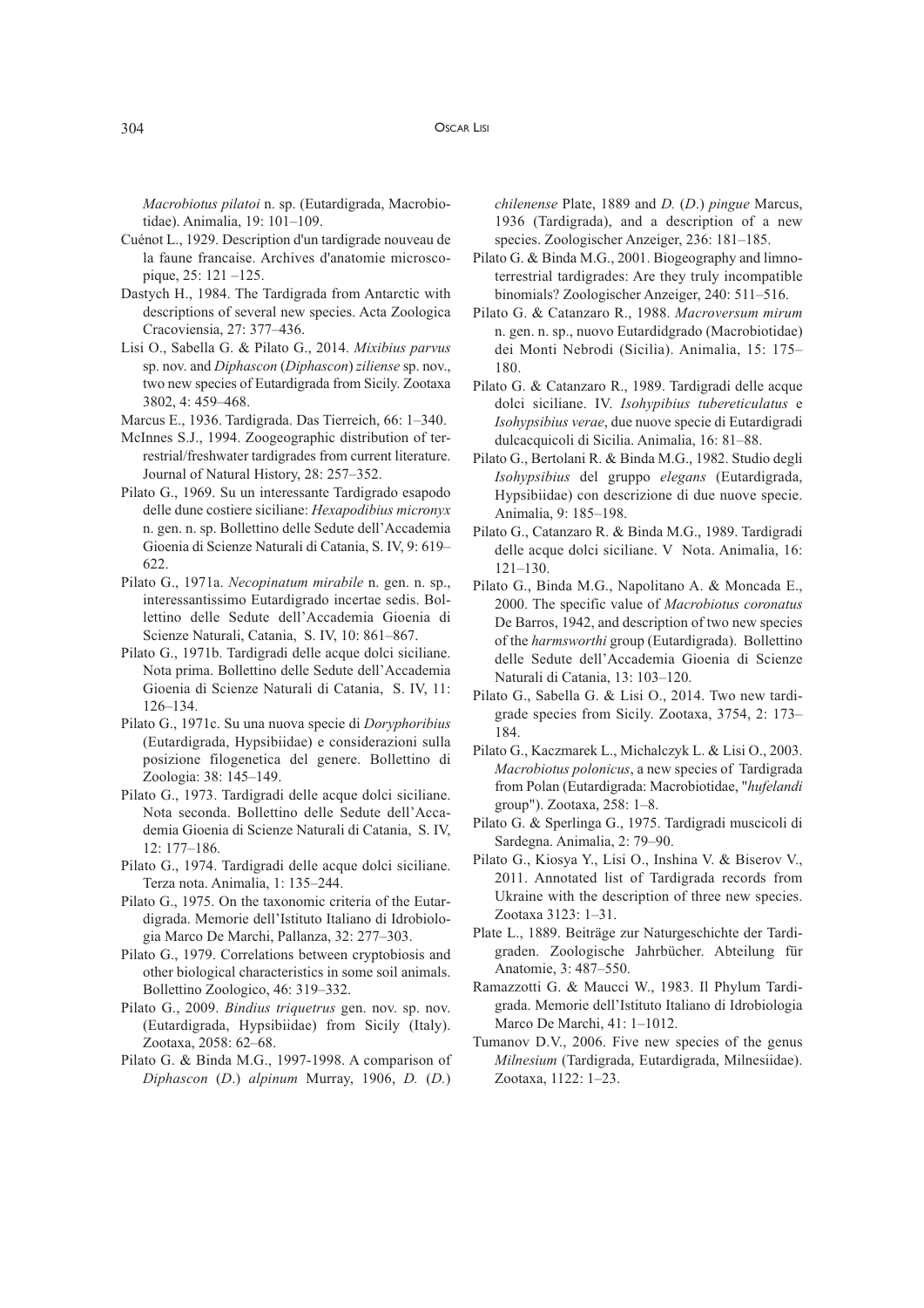*Macrobiotus pilatoi* n. sp. (Eutardigrada, Macrobiotidae). Animalia, 19: 101–109.

Cuénot L., 1929. Description d'un tardigrade nouveau de la faune francaise. Archives d'anatomie microscopique, 25: 121 –125.

Dastych H., 1984. The Tardigrada from Antarctic with descriptions of several new species. Acta Zoologica Cracoviensia, 27: 377–436.

Lisi O., Sabella G. & Pilato G., 2014. *Mixibius parvus* sp. nov. and *Diphascon* (*Diphascon*) *ziliense* sp. nov., two new species of Eutardigrada from Sicily. Zootaxa 3802, 4: 459–468.

Marcus E., 1936. Tardigrada. Das Tierreich, 66: 1–340.

McInnes S.J., 1994. Zoogeographic distribution of terrestrial/freshwater tardigrades from current literature. Journal of Natural History, 28: 257–352.

Pilato G., 1969. Su un interessante Tardigrado esapodo delle dune costiere siciliane: *Hexapodibius micronyx* n. gen. n. sp. Bollettino delle Sedute dell'Accademia Gioenia di Scienze Naturali di Catania, S. IV, 9: 619–622.

Pilato G., 1971a. *Necopinatum mirabile* n. gen. n. sp., interessantissimo Eutardigrado incertae sedis. Bollettino delle Sedute dell'Accademia Gioenia di Scienze Naturali, Catania, S. IV, 10: 861–867.

Pilato G., 1971b. Tardigradi delle acque dolci siciliane. Nota prima. Bollettino delle Sedute dell'Accademia Gioenia di Scienze Naturali di Catania, S. IV, 11: 126–134.

Pilato G., 1971c. Su una nuova specie di *Doryphoribius* (Eutardigrada, Hypsibiidae) e considerazioni sulla posizione filogenetica del genere. Bollettino di Zoologia: 38: 145–149.

Pilato G., 1973. Tardigradi delle acque dolci siciliane. Nota seconda. Bollettino delle Sedute dell'Accademia Gioenia di Scienze Naturali di Catania, S. IV, 12: 177–186.

Pilato G., 1974. Tardigradi delle acque dolci siciliane. Terza nota. Animalia, 1: 135–244.

Pilato G., 1975. On the taxonomic criteria of the Eutardigrada. Memorie dell'Istituto Italiano di Idrobiologia Marco De Marchi, Pallanza, 32: 277–303.

Pilato G., 1979. Correlations between cryptobiosis and other biological characteristics in some soil animals. Bollettino Zoologico, 46: 319–332.

Pilato G., 2009. *Bindius triquetrus* gen. nov. sp. nov. (Eutardigrada, Hypsibiidae) from Sicily (Italy). Zootaxa, 2058: 62–68.

Pilato G. & Binda M.G., 1997-1998. A comparison of *Diphascon* (*D.*) *alpinum* Murray, 1906, *D.* (*D.*) *chilenense* Plate, 1889 and *D.* (*D.*) *pingue* Marcus, 1936 (Tardigrada), and a description of a new species. Zoologischer Anzeiger, 236: 181–185.

Pilato G. & Binda M.G., 2001. Biogeography and limnoterrestrial tardigrades: Are they truly incompatible binomials? Zoologischer Anzeiger, 240: 511–516.

Pilato G. & Catanzaro R., 1988. *Macroversum mirum* n. gen. n. sp., nuovo Eutardidgrado (Macrobiotidae) dei Monti Nebrodi (Sicilia). Animalia, 15: 175–180.

Pilato G. & Catanzaro R., 1989. Tardigradi delle acque dolci siciliane. IV. *Isohypibius tubereticulatus* e *Isohypsibius verae*, due nuove specie di Eutardigradi dulcacquicoli di Sicilia. Animalia, 16: 81–88.

Pilato G., Bertolani R. & Binda M.G., 1982. Studio degli *Isohypsibius* del gruppo *elegans* (Eutardigrada, Hypsibiidae) con descrizione di due nuove specie. Animalia, 9: 185–198.

Pilato G., Catanzaro R. & Binda M.G., 1989. Tardigradi delle acque dolci siciliane. V Nota. Animalia, 16: 121–130.

Pilato G., Binda M.G., Napolitano A. & Moncada E., 2000. The specific value of *Macrobiotus coronatus* De Barros, 1942, and description of two new species of the *harmsworthi* group (Eutardigrada). Bollettino delle Sedute dell'Accademia Gioenia di Scienze Naturali di Catania, 13: 103–120.

Pilato G., Sabella G. & Lisi O., 2014. Two new tardigrade species from Sicily. Zootaxa, 3754, 2: 173–184.

Pilato G., Kaczmarek L., Michalczyk L. & Lisi O., 2003. *Macrobiotus polonicus*, a new species of Tardigrada from Polan (Eutardigrada: Macrobiotidae, "*hufelandi* group"). Zootaxa, 258: 1–8.

Pilato G. & Sperlinga G., 1975. Tardigradi muscicoli di Sardegna. Animalia, 2: 79–90.

Pilato G., Kiosya Y., Lisi O., Inshina V. & Biserov V., 2011. Annotated list of Tardigrada records from Ukraine with the description of three new species. Zootaxa 3123: 1–31.

Plate L., 1889. Beiträge zur Naturgeschichte der Tardigraden. Zoologische Jahrbücher. Abteilung für Anatomie, 3: 487–550.

Ramazzotti G. & Maucci W., 1983. Il Phylum Tardigrada. Memorie dell'Istituto Italiano di Idrobiologia Marco De Marchi, 41: 1–1012.

Tumanov D.V., 2006. Five new species of the genus *Milnesium* (Tardigrada, Eutardigrada, Milnesiidae). Zootaxa, 1122: 1–23.